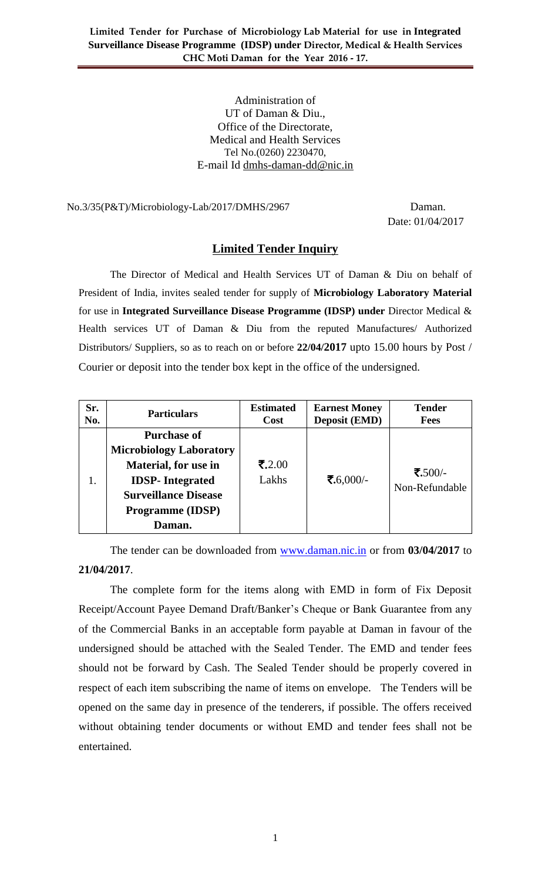**Limited Tender for Purchase of Microbiology Lab Material for use in Integrated Surveillance Disease Programme (IDSP) under Director, Medical & Health Services CHC Moti Daman for the Year 2016 - 17.**

Administration of
UT of Daman & Diu.,
Office of the Directorate,
Medical and Health Services
Tel No.(0260) 2230470,
E-mail Id dmhs-daman-dd@nic.in

No.3/35(P&T)/Microbiology-Lab/2017/DMHS/2967 Daman.

Date: 01/04/2017

## Limited Tender Inquiry

The Director of Medical and Health Services UT of Daman & Diu on behalf of President of India, invites sealed tender for supply of **Microbiology Laboratory Material** for use in **Integrated Surveillance Disease Programme (IDSP) under** Director Medical & Health services UT of Daman & Diu from the reputed Manufactures/ Authorized Distributors/ Suppliers, so as to reach on or before **22/04/2017** upto 15.00 hours by Post / Courier or deposit into the tender box kept in the office of the undersigned.

| Sr. No. | Particulars | Estimated Cost | Earnest Money Deposit (EMD) | Tender Fees |
|---|---|---|---|---|
| 1. | **Purchase of Microbiology Laboratory Material, for use in IDSP- Integrated Surveillance Disease Programme (IDSP) Daman.** | ₹.2.00 Lakhs | ₹.6,000/- | ₹.500/- Non-Refundable |

The tender can be downloaded from www.daman.nic.in or from **03/04/2017** to **21/04/2017**.

The complete form for the items along with EMD in form of Fix Deposit Receipt/Account Payee Demand Draft/Banker's Cheque or Bank Guarantee from any of the Commercial Banks in an acceptable form payable at Daman in favour of the undersigned should be attached with the Sealed Tender. The EMD and tender fees should not be forward by Cash. The Sealed Tender should be properly covered in respect of each item subscribing the name of items on envelope. The Tenders will be opened on the same day in presence of the tenderers, if possible. The offers received without obtaining tender documents or without EMD and tender fees shall not be entertained.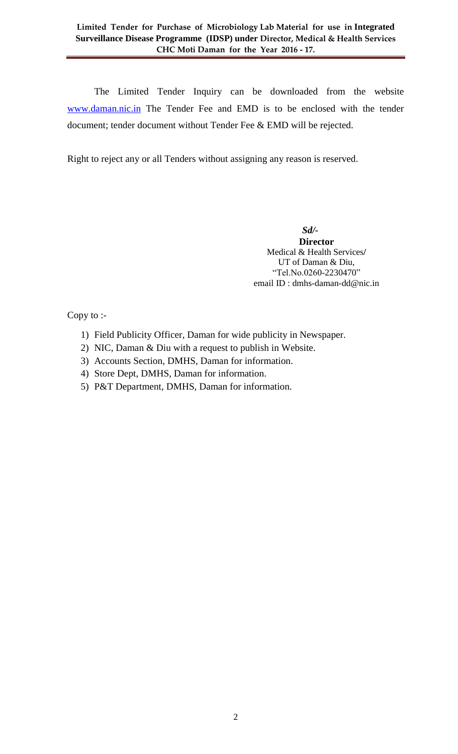The Limited Tender Inquiry can be downloaded from the website www.daman.nic.in The Tender Fee and EMD is to be enclosed with the tender document; tender document without Tender Fee & EMD will be rejected.

Right to reject any or all Tenders without assigning any reason is reserved.

*Sd/-*
**Director**
Medical & Health Services/
UT of Daman & Diu,
"Tel.No.0260-2230470"
email ID : dmhs-daman-dd@nic.in

Copy to :-

1) Field Publicity Officer, Daman for wide publicity in Newspaper.
2) NIC, Daman & Diu with a request to publish in Website.
3) Accounts Section, DMHS, Daman for information.
4) Store Dept, DMHS, Daman for information.
5) P&T Department, DMHS, Daman for information.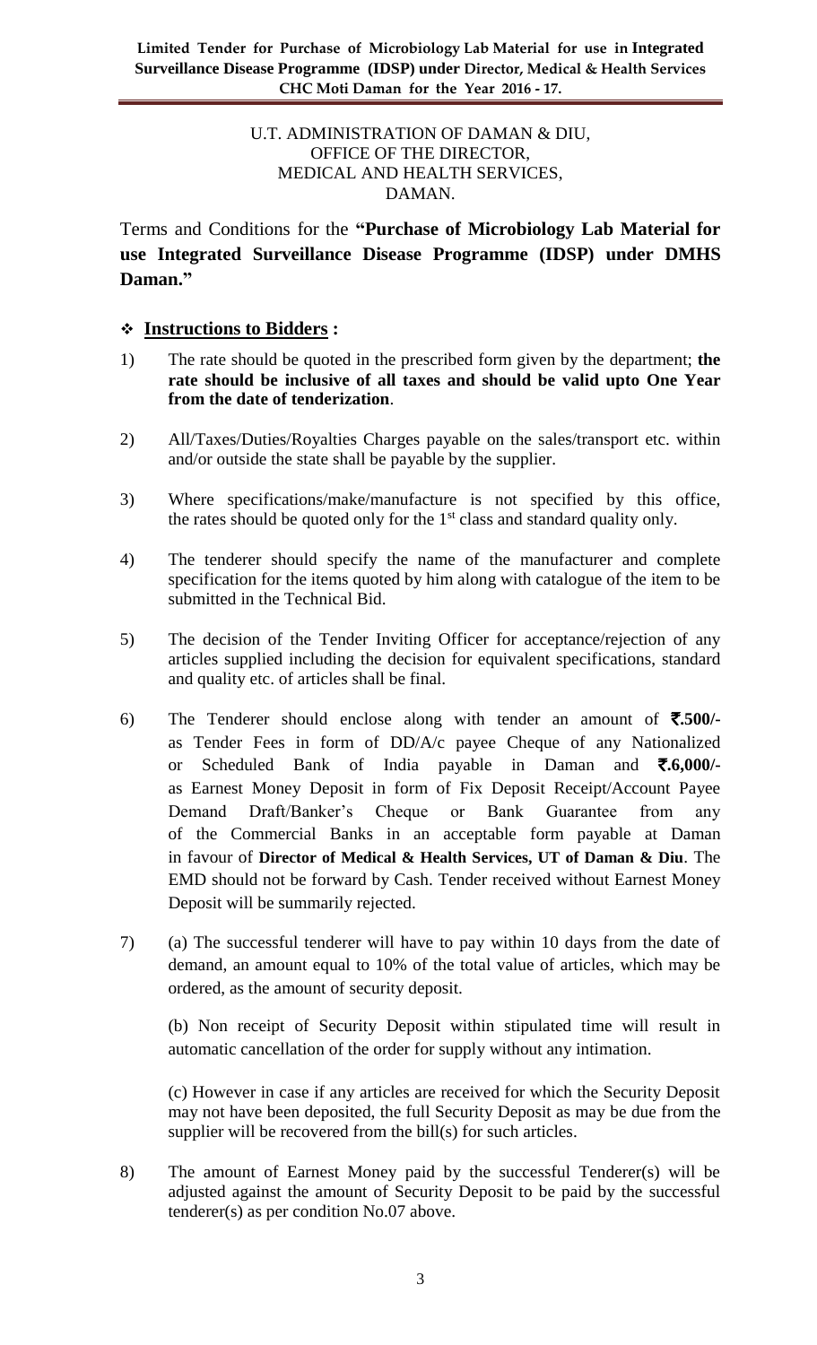U.T. ADMINISTRATION OF DAMAN & DIU,
OFFICE OF THE DIRECTOR,
MEDICAL AND HEALTH SERVICES,
DAMAN.

Terms and Conditions for the **"Purchase of Microbiology Lab Material for use Integrated Surveillance Disease Programme (IDSP) under DMHS Daman."**

## ❖ Instructions to Bidders :

1) The rate should be quoted in the prescribed form given by the department; **the rate should be inclusive of all taxes and should be valid upto One Year from the date of tenderization**.

2) All/Taxes/Duties/Royalties Charges payable on the sales/transport etc. within and/or outside the state shall be payable by the supplier.

3) Where specifications/make/manufacture is not specified by this office, the rates should be quoted only for the 1st class and standard quality only.

4) The tenderer should specify the name of the manufacturer and complete specification for the items quoted by him along with catalogue of the item to be submitted in the Technical Bid.

5) The decision of the Tender Inviting Officer for acceptance/rejection of any articles supplied including the decision for equivalent specifications, standard and quality etc. of articles shall be final.

6) The Tenderer should enclose along with tender an amount of **₹.500/-** as Tender Fees in form of DD/A/c payee Cheque of any Nationalized or Scheduled Bank of India payable in Daman and **₹.6,000/-** as Earnest Money Deposit in form of Fix Deposit Receipt/Account Payee Demand Draft/Banker's Cheque or Bank Guarantee from any of the Commercial Banks in an acceptable form payable at Daman in favour of **Director of Medical & Health Services, UT of Daman & Diu**. The EMD should not be forward by Cash. Tender received without Earnest Money Deposit will be summarily rejected.

7) (a) The successful tenderer will have to pay within 10 days from the date of demand, an amount equal to 10% of the total value of articles, which may be ordered, as the amount of security deposit.

   (b) Non receipt of Security Deposit within stipulated time will result in automatic cancellation of the order for supply without any intimation.

   (c) However in case if any articles are received for which the Security Deposit may not have been deposited, the full Security Deposit as may be due from the supplier will be recovered from the bill(s) for such articles.

8) The amount of Earnest Money paid by the successful Tenderer(s) will be adjusted against the amount of Security Deposit to be paid by the successful tenderer(s) as per condition No.07 above.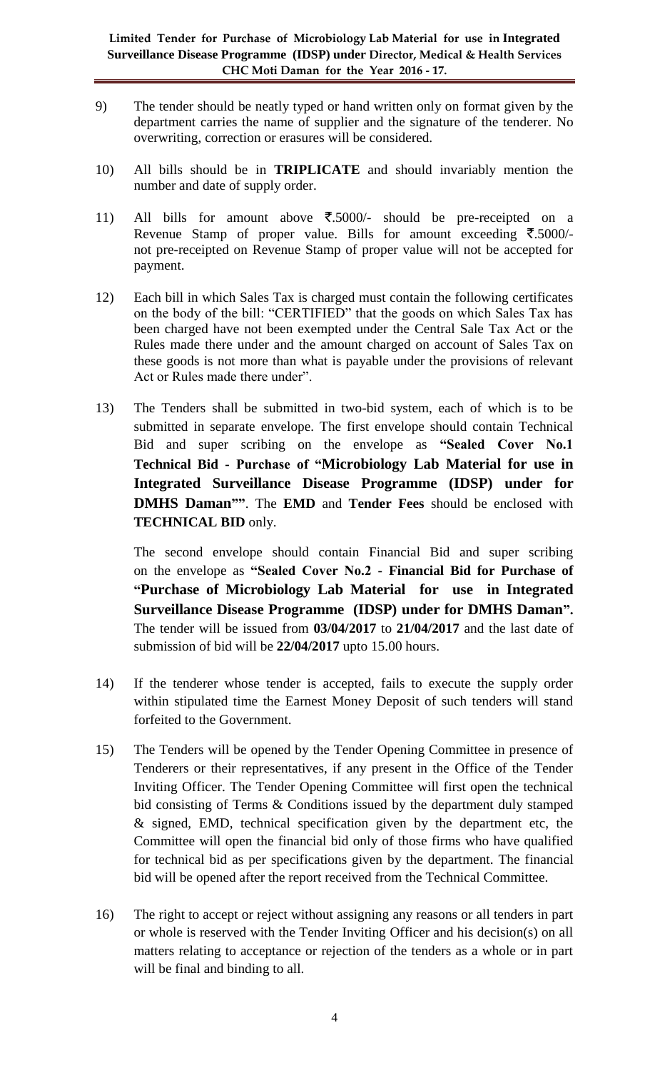9) The tender should be neatly typed or hand written only on format given by the department carries the name of supplier and the signature of the tenderer. No overwriting, correction or erasures will be considered.

10) All bills should be in **TRIPLICATE** and should invariably mention the number and date of supply order.

11) All bills for amount above ₹.5000/- should be pre-receipted on a Revenue Stamp of proper value. Bills for amount exceeding ₹.5000/- not pre-receipted on Revenue Stamp of proper value will not be accepted for payment.

12) Each bill in which Sales Tax is charged must contain the following certificates on the body of the bill: "CERTIFIED" that the goods on which Sales Tax has been charged have not been exempted under the Central Sale Tax Act or the Rules made there under and the amount charged on account of Sales Tax on these goods is not more than what is payable under the provisions of relevant Act or Rules made there under".

13) The Tenders shall be submitted in two-bid system, each of which is to be submitted in separate envelope. The first envelope should contain Technical Bid and super scribing on the envelope as **"Sealed Cover No.1 Technical Bid - Purchase of "Microbiology Lab Material for use in Integrated Surveillance Disease Programme (IDSP) under for DMHS Daman""**. The **EMD** and **Tender Fees** should be enclosed with **TECHNICAL BID** only.

    The second envelope should contain Financial Bid and super scribing on the envelope as **"Sealed Cover No.2 - Financial Bid for Purchase of "Purchase of Microbiology Lab Material for use in Integrated Surveillance Disease Programme (IDSP) under for DMHS Daman".** The tender will be issued from **03/04/2017** to **21/04/2017** and the last date of submission of bid will be **22/04/2017** upto 15.00 hours.

14) If the tenderer whose tender is accepted, fails to execute the supply order within stipulated time the Earnest Money Deposit of such tenders will stand forfeited to the Government.

15) The Tenders will be opened by the Tender Opening Committee in presence of Tenderers or their representatives, if any present in the Office of the Tender Inviting Officer. The Tender Opening Committee will first open the technical bid consisting of Terms & Conditions issued by the department duly stamped & signed, EMD, technical specification given by the department etc, the Committee will open the financial bid only of those firms who have qualified for technical bid as per specifications given by the department. The financial bid will be opened after the report received from the Technical Committee.

16) The right to accept or reject without assigning any reasons or all tenders in part or whole is reserved with the Tender Inviting Officer and his decision(s) on all matters relating to acceptance or rejection of the tenders as a whole or in part will be final and binding to all.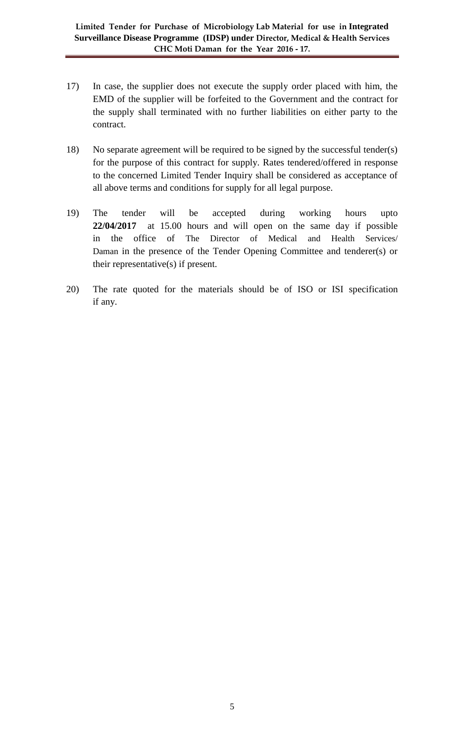17) In case, the supplier does not execute the supply order placed with him, the EMD of the supplier will be forfeited to the Government and the contract for the supply shall terminated with no further liabilities on either party to the contract.

18) No separate agreement will be required to be signed by the successful tender(s) for the purpose of this contract for supply. Rates tendered/offered in response to the concerned Limited Tender Inquiry shall be considered as acceptance of all above terms and conditions for supply for all legal purpose.

19) The tender will be accepted during working hours upto **22/04/2017** at 15.00 hours and will open on the same day if possible in the office of The Director of Medical and Health Services/ Daman in the presence of the Tender Opening Committee and tenderer(s) or their representative(s) if present.

20) The rate quoted for the materials should be of ISO or ISI specification if any.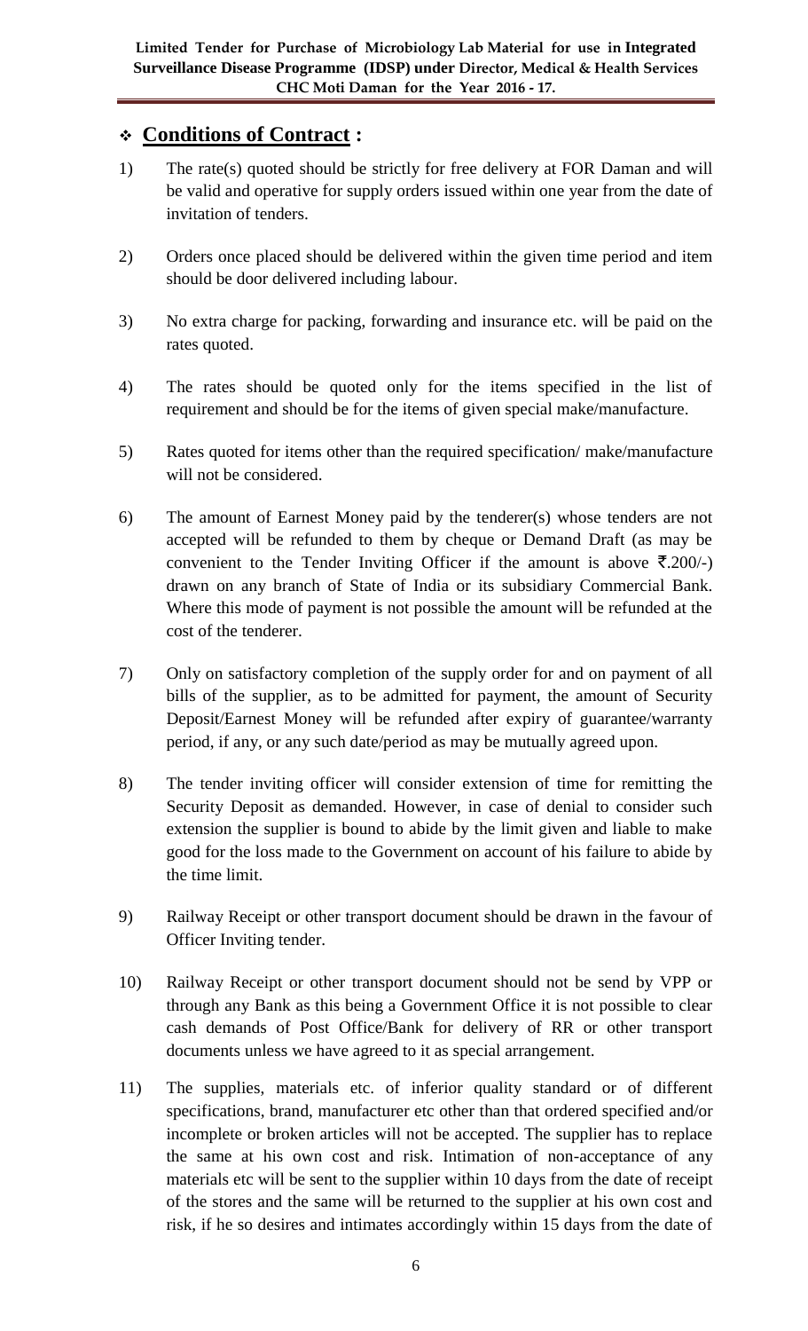## ❖ **Conditions of Contract :**

1) The rate(s) quoted should be strictly for free delivery at FOR Daman and will be valid and operative for supply orders issued within one year from the date of invitation of tenders.

2) Orders once placed should be delivered within the given time period and item should be door delivered including labour.

3) No extra charge for packing, forwarding and insurance etc. will be paid on the rates quoted.

4) The rates should be quoted only for the items specified in the list of requirement and should be for the items of given special make/manufacture.

5) Rates quoted for items other than the required specification/ make/manufacture will not be considered.

6) The amount of Earnest Money paid by the tenderer(s) whose tenders are not accepted will be refunded to them by cheque or Demand Draft (as may be convenient to the Tender Inviting Officer if the amount is above ₹.200/-) drawn on any branch of State of India or its subsidiary Commercial Bank. Where this mode of payment is not possible the amount will be refunded at the cost of the tenderer.

7) Only on satisfactory completion of the supply order for and on payment of all bills of the supplier, as to be admitted for payment, the amount of Security Deposit/Earnest Money will be refunded after expiry of guarantee/warranty period, if any, or any such date/period as may be mutually agreed upon.

8) The tender inviting officer will consider extension of time for remitting the Security Deposit as demanded. However, in case of denial to consider such extension the supplier is bound to abide by the limit given and liable to make good for the loss made to the Government on account of his failure to abide by the time limit.

9) Railway Receipt or other transport document should be drawn in the favour of Officer Inviting tender.

10) Railway Receipt or other transport document should not be send by VPP or through any Bank as this being a Government Office it is not possible to clear cash demands of Post Office/Bank for delivery of RR or other transport documents unless we have agreed to it as special arrangement.

11) The supplies, materials etc. of inferior quality standard or of different specifications, brand, manufacturer etc other than that ordered specified and/or incomplete or broken articles will not be accepted. The supplier has to replace the same at his own cost and risk. Intimation of non-acceptance of any materials etc will be sent to the supplier within 10 days from the date of receipt of the stores and the same will be returned to the supplier at his own cost and risk, if he so desires and intimates accordingly within 15 days from the date of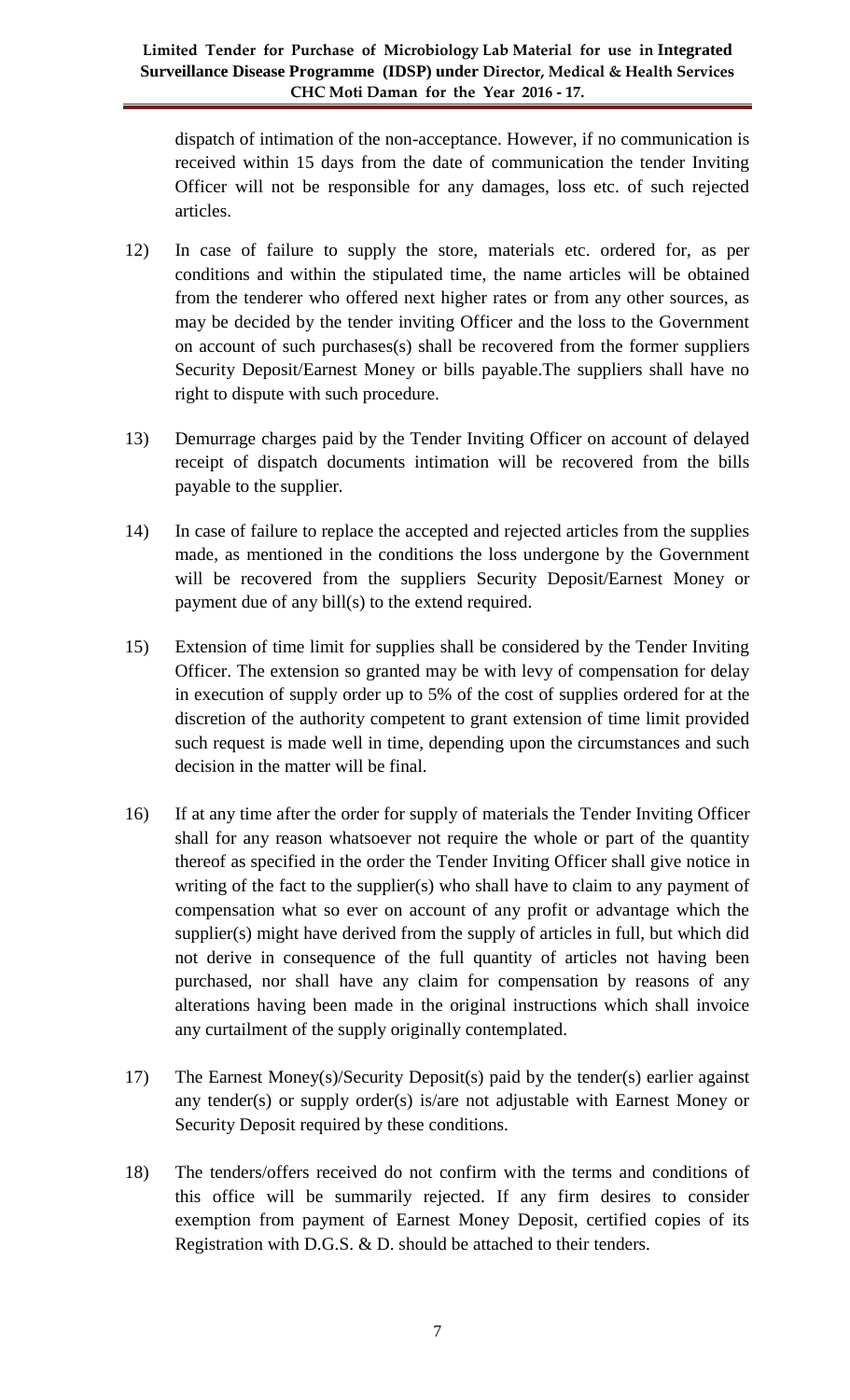dispatch of intimation of the non-acceptance. However, if no communication is received within 15 days from the date of communication the tender Inviting Officer will not be responsible for any damages, loss etc. of such rejected articles.

12) In case of failure to supply the store, materials etc. ordered for, as per conditions and within the stipulated time, the name articles will be obtained from the tenderer who offered next higher rates or from any other sources, as may be decided by the tender inviting Officer and the loss to the Government on account of such purchases(s) shall be recovered from the former suppliers Security Deposit/Earnest Money or bills payable.The suppliers shall have no right to dispute with such procedure.

13) Demurrage charges paid by the Tender Inviting Officer on account of delayed receipt of dispatch documents intimation will be recovered from the bills payable to the supplier.

14) In case of failure to replace the accepted and rejected articles from the supplies made, as mentioned in the conditions the loss undergone by the Government will be recovered from the suppliers Security Deposit/Earnest Money or payment due of any bill(s) to the extend required.

15) Extension of time limit for supplies shall be considered by the Tender Inviting Officer. The extension so granted may be with levy of compensation for delay in execution of supply order up to 5% of the cost of supplies ordered for at the discretion of the authority competent to grant extension of time limit provided such request is made well in time, depending upon the circumstances and such decision in the matter will be final.

16) If at any time after the order for supply of materials the Tender Inviting Officer shall for any reason whatsoever not require the whole or part of the quantity thereof as specified in the order the Tender Inviting Officer shall give notice in writing of the fact to the supplier(s) who shall have to claim to any payment of compensation what so ever on account of any profit or advantage which the supplier(s) might have derived from the supply of articles in full, but which did not derive in consequence of the full quantity of articles not having been purchased, nor shall have any claim for compensation by reasons of any alterations having been made in the original instructions which shall invoice any curtailment of the supply originally contemplated.

17) The Earnest Money(s)/Security Deposit(s) paid by the tender(s) earlier against any tender(s) or supply order(s) is/are not adjustable with Earnest Money or Security Deposit required by these conditions.

18) The tenders/offers received do not confirm with the terms and conditions of this office will be summarily rejected. If any firm desires to consider exemption from payment of Earnest Money Deposit, certified copies of its Registration with D.G.S. & D. should be attached to their tenders.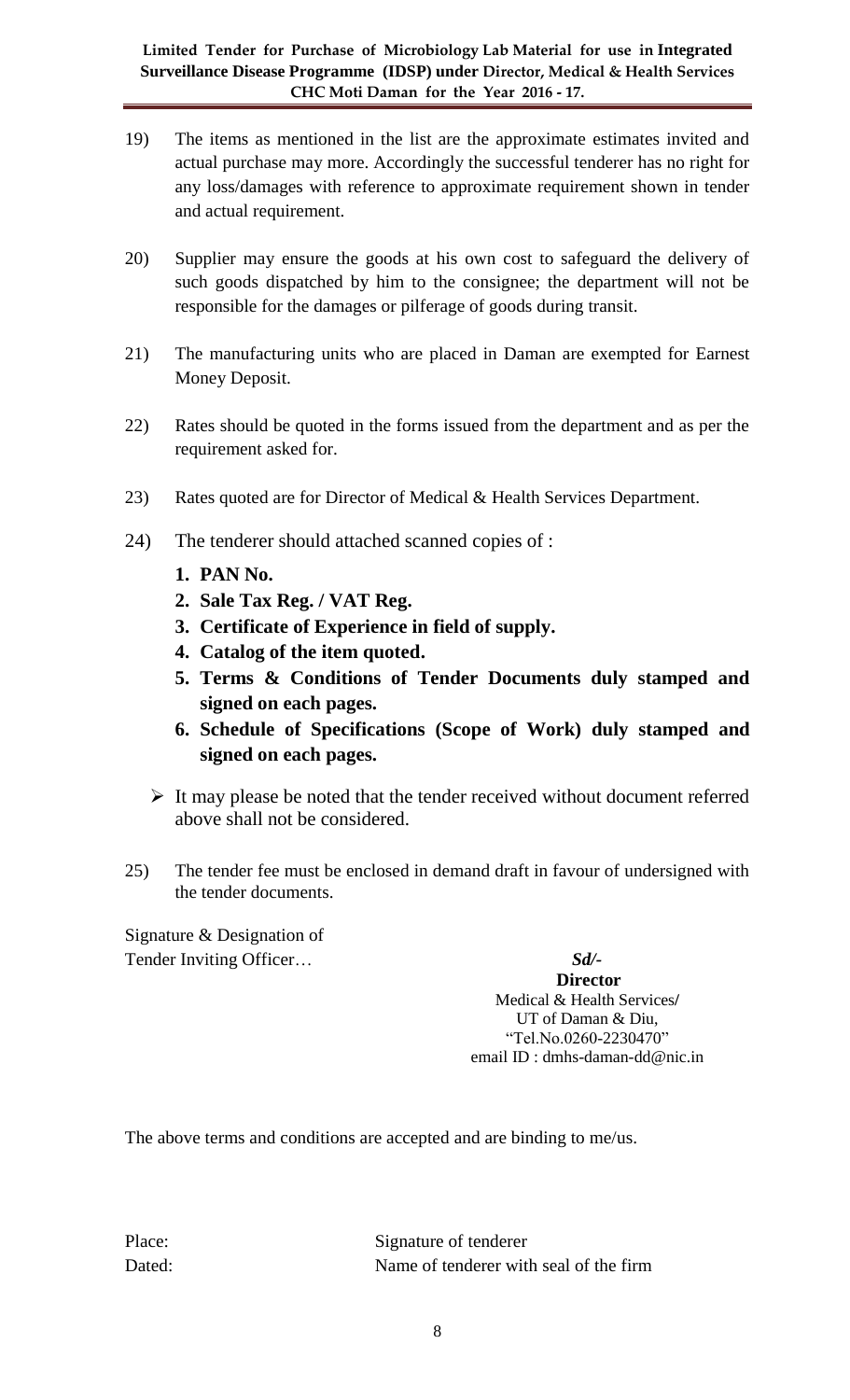19) The items as mentioned in the list are the approximate estimates invited and actual purchase may more. Accordingly the successful tenderer has no right for any loss/damages with reference to approximate requirement shown in tender and actual requirement.

20) Supplier may ensure the goods at his own cost to safeguard the delivery of such goods dispatched by him to the consignee; the department will not be responsible for the damages or pilferage of goods during transit.

21) The manufacturing units who are placed in Daman are exempted for Earnest Money Deposit.

22) Rates should be quoted in the forms issued from the department and as per the requirement asked for.

23) Rates quoted are for Director of Medical & Health Services Department.

24) The tenderer should attached scanned copies of :

   1. **PAN No.**
   2. **Sale Tax Reg. / VAT Reg.**
   3. **Certificate of Experience in field of supply.**
   4. **Catalog of the item quoted.**
   5. **Terms & Conditions of Tender Documents duly stamped and signed on each pages.**
   6. **Schedule of Specifications (Scope of Work) duly stamped and signed on each pages.**

   - It may please be noted that the tender received without document referred above shall not be considered.

25) The tender fee must be enclosed in demand draft in favour of undersigned with the tender documents.

Signature & Designation of
Tender Inviting Officer… ***Sd/-***

**Director**
Medical & Health Services/
UT of Daman & Diu,
"Tel.No.0260-2230470"
email ID : dmhs-daman-dd@nic.in

The above terms and conditions are accepted and are binding to me/us.

Place: Signature of tenderer
Dated: Name of tenderer with seal of the firm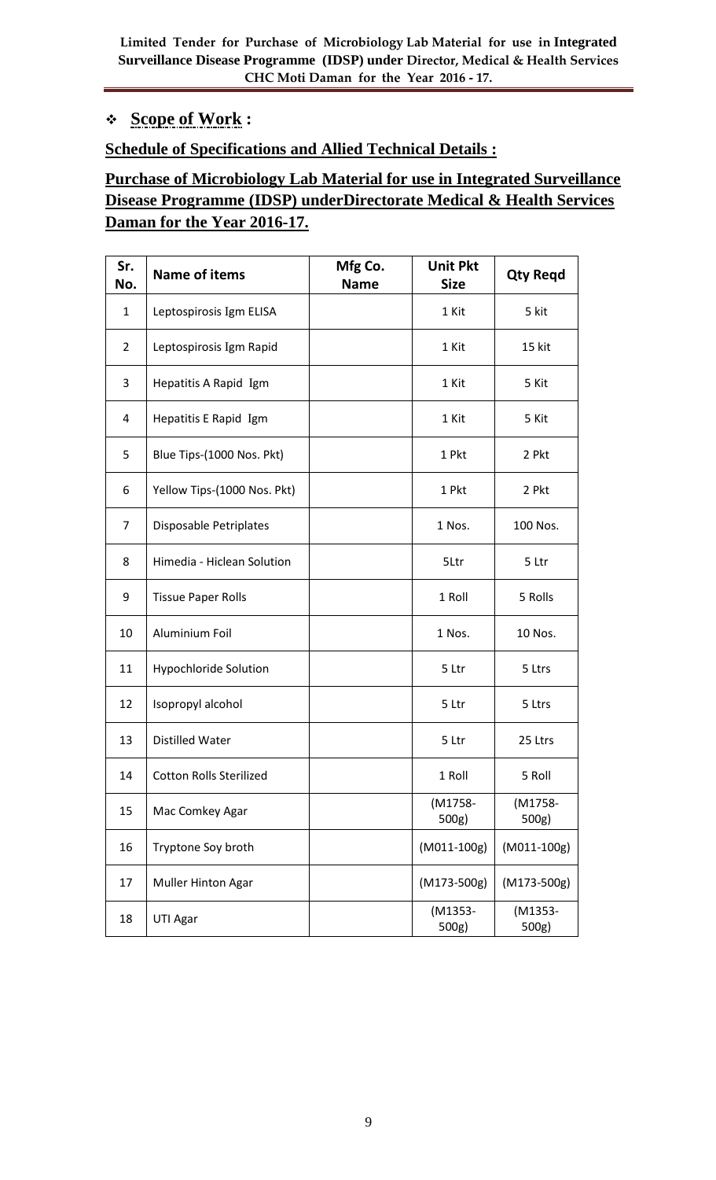- **Scope of Work :**

**Schedule of Specifications and Allied Technical Details :**

**Purchase of Microbiology Lab Material for use in Integrated Surveillance Disease Programme (IDSP) underDirectorate Medical & Health Services Daman for the Year 2016-17.**

| Sr. No. | Name of items | Mfg Co. Name | Unit Pkt Size | Qty Reqd |
|---|---|---|---|---|
| 1 | Leptospirosis Igm ELISA | | 1 Kit | 5 kit |
| 2 | Leptospirosis Igm Rapid | | 1 Kit | 15 kit |
| 3 | Hepatitis A Rapid Igm | | 1 Kit | 5 Kit |
| 4 | Hepatitis E Rapid Igm | | 1 Kit | 5 Kit |
| 5 | Blue Tips-(1000 Nos. Pkt) | | 1 Pkt | 2 Pkt |
| 6 | Yellow Tips-(1000 Nos. Pkt) | | 1 Pkt | 2 Pkt |
| 7 | Disposable Petriplates | | 1 Nos. | 100 Nos. |
| 8 | Himedia - Hiclean Solution | | 5Ltr | 5 Ltr |
| 9 | Tissue Paper Rolls | | 1 Roll | 5 Rolls |
| 10 | Aluminium Foil | | 1 Nos. | 10 Nos. |
| 11 | Hypochloride Solution | | 5 Ltr | 5 Ltrs |
| 12 | Isopropyl alcohol | | 5 Ltr | 5 Ltrs |
| 13 | Distilled Water | | 5 Ltr | 25 Ltrs |
| 14 | Cotton Rolls Sterilized | | 1 Roll | 5 Roll |
| 15 | Mac Comkey Agar | | (M1758-500g) | (M1758-500g) |
| 16 | Tryptone Soy broth | | (M011-100g) | (M011-100g) |
| 17 | Muller Hinton Agar | | (M173-500g) | (M173-500g) |
| 18 | UTI Agar | | (M1353-500g) | (M1353-500g) |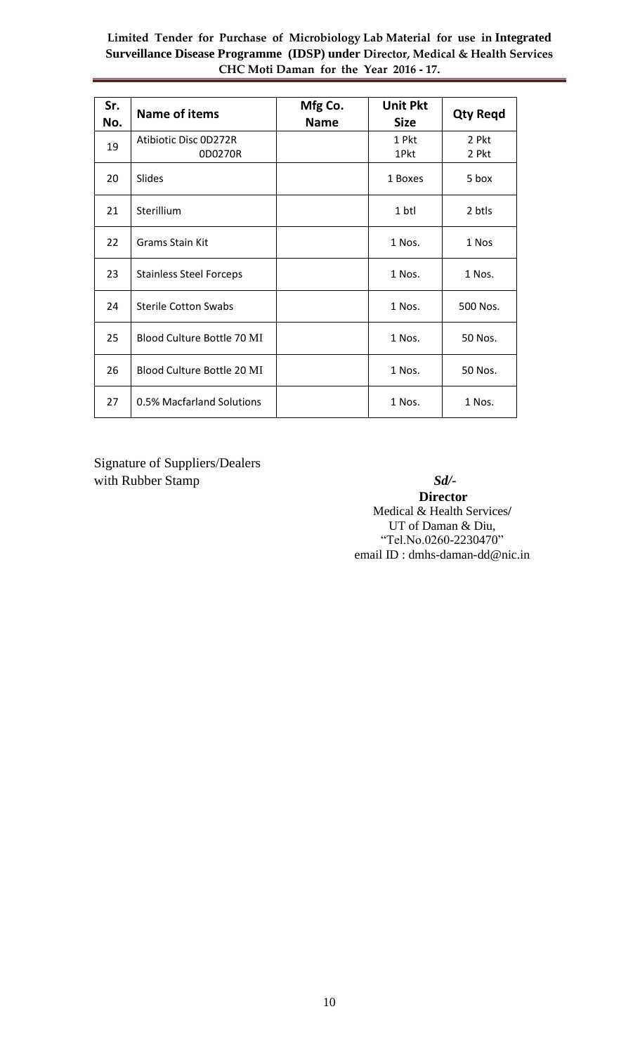**Limited Tender for Purchase of Microbiology Lab Material for use in Integrated Surveillance Disease Programme (IDSP) under Director, Medical & Health Services CHC Moti Daman for the Year 2016 - 17.**

| Sr. No. | Name of items | Mfg Co. Name | Unit Pkt Size | Qty Reqd |
|---|---|---|---|---|
| 19 | Atibiotic Disc 0D272R<br>0D0270R | | 1 Pkt<br>1Pkt | 2 Pkt<br>2 Pkt |
| 20 | Slides | | 1 Boxes | 5 box |
| 21 | Sterillium | | 1 btl | 2 btls |
| 22 | Grams Stain Kit | | 1 Nos. | 1 Nos |
| 23 | Stainless Steel Forceps | | 1 Nos. | 1 Nos. |
| 24 | Sterile Cotton Swabs | | 1 Nos. | 500 Nos. |
| 25 | Blood Culture Bottle 70 Ml | | 1 Nos. | 50 Nos. |
| 26 | Blood Culture Bottle 20 Ml | | 1 Nos. | 50 Nos. |
| 27 | 0.5% Macfarland Solutions | | 1 Nos. | 1 Nos. |

Signature of Suppliers/Dealers
with Rubber Stamp

***Sd/-***
**Director**
Medical & Health Services/
UT of Daman & Diu,
"Tel.No.0260-2230470"
email ID : dmhs-daman-dd@nic.in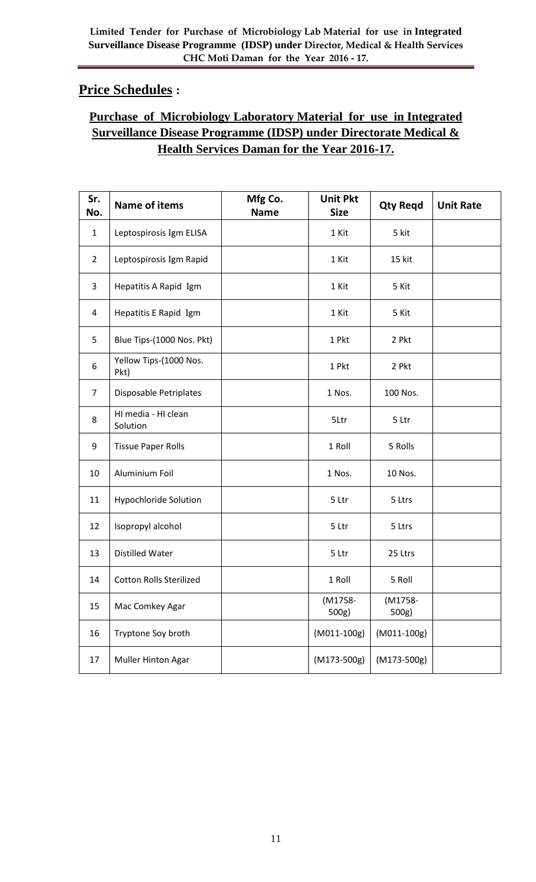## Price Schedules :

### Purchase of Microbiology Laboratory Material for use in Integrated Surveillance Disease Programme (IDSP) under Directorate Medical & Health Services Daman for the Year 2016-17.

| Sr. No. | Name of items | Mfg Co. Name | Unit Pkt Size | Qty Reqd | Unit Rate |
|---|---|---|---|---|---|
| 1 | Leptospirosis Igm ELISA | | 1 Kit | 5 kit | |
| 2 | Leptospirosis Igm Rapid | | 1 Kit | 15 kit | |
| 3 | Hepatitis A Rapid Igm | | 1 Kit | 5 Kit | |
| 4 | Hepatitis E Rapid Igm | | 1 Kit | 5 Kit | |
| 5 | Blue Tips-(1000 Nos. Pkt) | | 1 Pkt | 2 Pkt | |
| 6 | Yellow Tips-(1000 Nos. Pkt) | | 1 Pkt | 2 Pkt | |
| 7 | Disposable Petriplates | | 1 Nos. | 100 Nos. | |
| 8 | HI media - HI clean Solution | | 5Ltr | 5 Ltr | |
| 9 | Tissue Paper Rolls | | 1 Roll | 5 Rolls | |
| 10 | Aluminium Foil | | 1 Nos. | 10 Nos. | |
| 11 | Hypochloride Solution | | 5 Ltr | 5 Ltrs | |
| 12 | Isopropyl alcohol | | 5 Ltr | 5 Ltrs | |
| 13 | Distilled Water | | 5 Ltr | 25 Ltrs | |
| 14 | Cotton Rolls Sterilized | | 1 Roll | 5 Roll | |
| 15 | Mac Comkey Agar | | (M1758-500g) | (M1758-500g) | |
| 16 | Tryptone Soy broth | | (M011-100g) | (M011-100g) | |
| 17 | Muller Hinton Agar | | (M173-500g) | (M173-500g) | |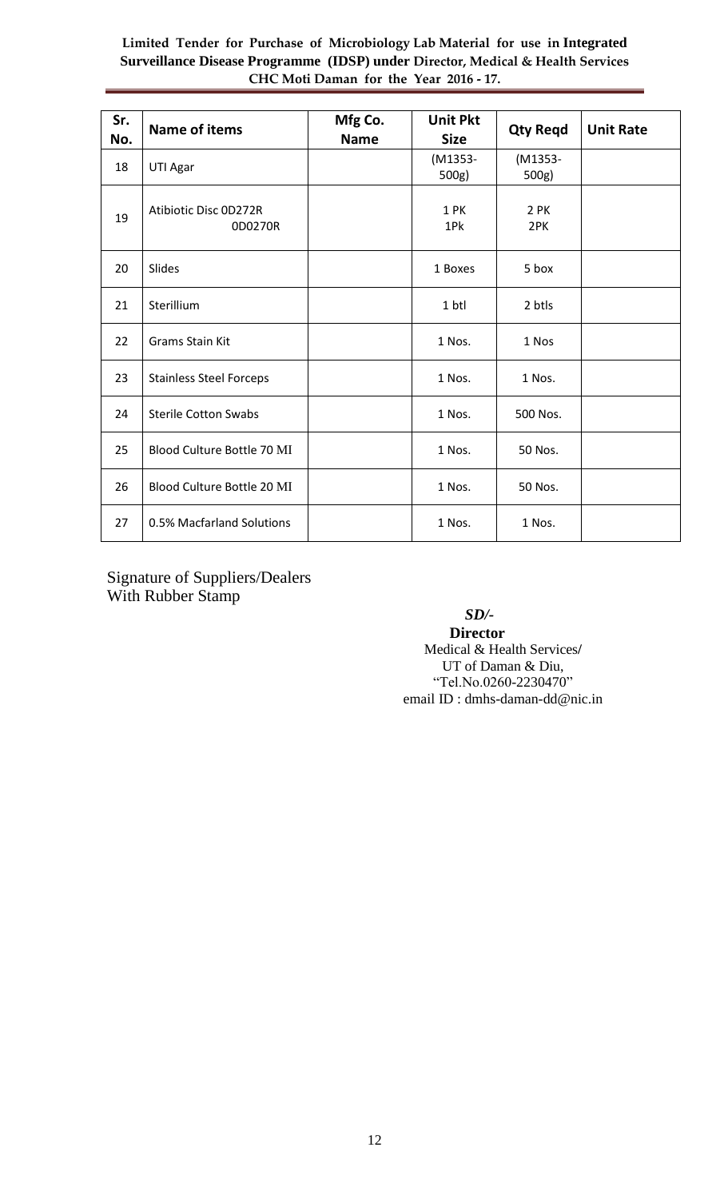**Limited Tender for Purchase of Microbiology Lab Material for use in Integrated Surveillance Disease Programme (IDSP) under Director, Medical & Health Services CHC Moti Daman for the Year 2016 - 17.**

| Sr. No. | Name of items | Mfg Co. Name | Unit Pkt Size | Qty Reqd | Unit Rate |
|---|---|---|---|---|---|
| 18 | UTI Agar | | (M1353-500g) | (M1353-500g) | |
| 19 | Atibiotic Disc 0D272R 0D0270R | | 1 PK 1Pk | 2 PK 2PK | |
| 20 | Slides | | 1 Boxes | 5 box | |
| 21 | Sterillium | | 1 btl | 2 btls | |
| 22 | Grams Stain Kit | | 1 Nos. | 1 Nos | |
| 23 | Stainless Steel Forceps | | 1 Nos. | 1 Nos. | |
| 24 | Sterile Cotton Swabs | | 1 Nos. | 500 Nos. | |
| 25 | Blood Culture Bottle 70 Ml | | 1 Nos. | 50 Nos. | |
| 26 | Blood Culture Bottle 20 Ml | | 1 Nos. | 50 Nos. | |
| 27 | 0.5% Macfarland Solutions | | 1 Nos. | 1 Nos. | |

Signature of Suppliers/Dealers
With Rubber Stamp

*SD/-*
**Director**
Medical & Health Services/
UT of Daman & Diu,
"Tel.No.0260-2230470"
email ID : dmhs-daman-dd@nic.in